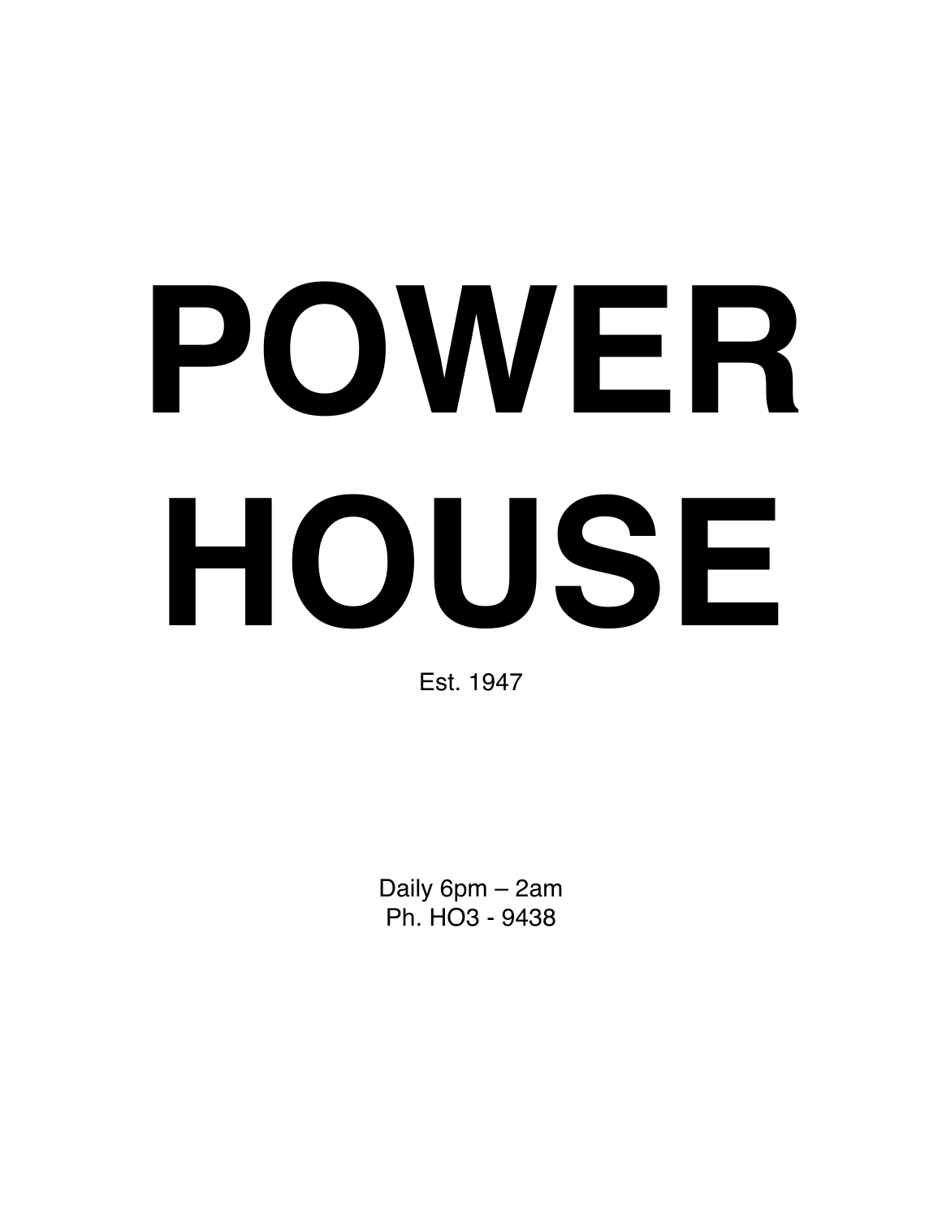# POWER HOUSE

Est. 1947

Daily 6pm – 2am

Ph. HO3 - 9438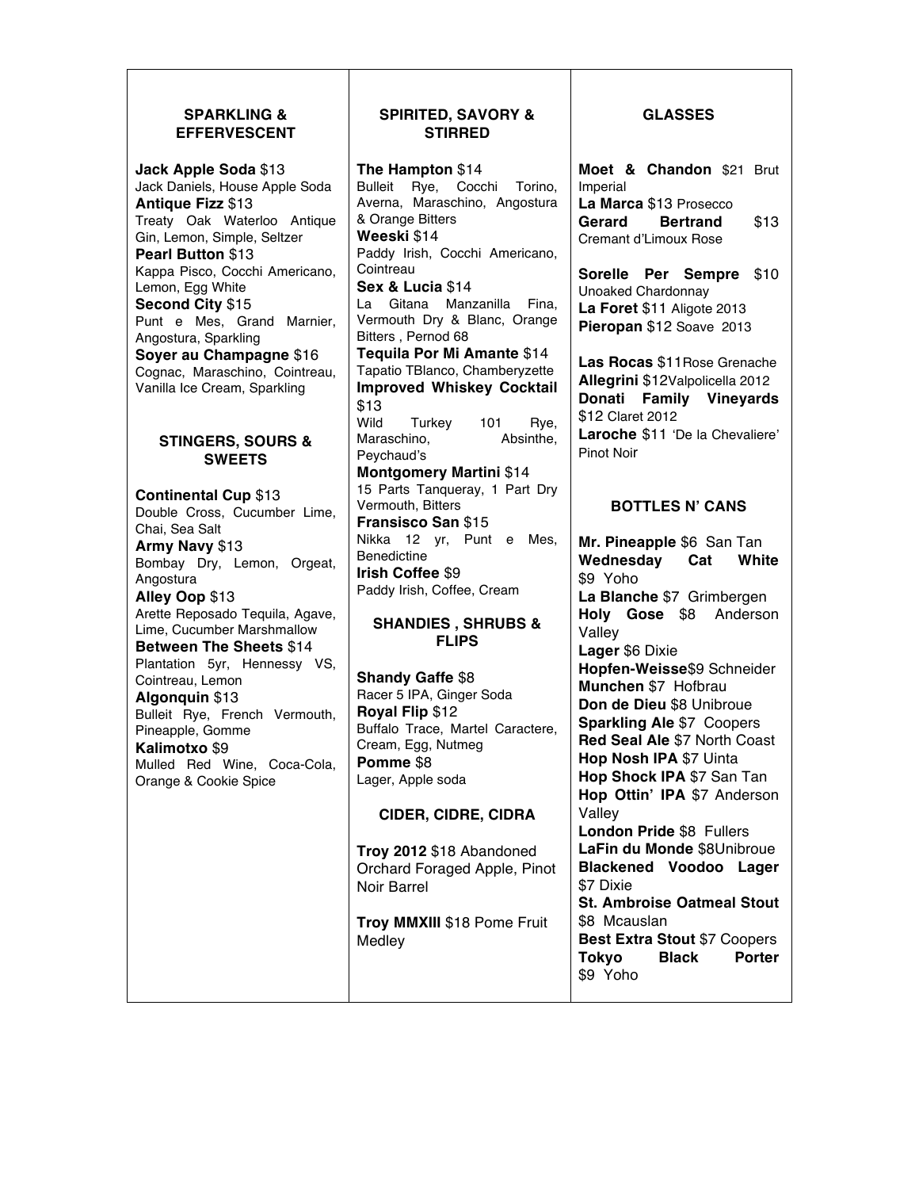## SPARKLING & EFFERVESCENT

**Jack Apple Soda** $13
Jack Daniels, House Apple Soda

**Antique Fizz** $13
Treaty Oak Waterloo Antique Gin, Lemon, Simple, Seltzer

**Pearl Button** $13
Kappa Pisco, Cocchi Americano, Lemon, Egg White

**Second City** $15
Punt e Mes, Grand Marnier, Angostura, Sparkling

**Soyer au Champagne** $16
Cognac, Maraschino, Cointreau, Vanilla Ice Cream, Sparkling

## STINGERS, SOURS & SWEETS

**Continental Cup** $13
Double Cross, Cucumber Lime, Chai, Sea Salt

**Army Navy** $13
Bombay Dry, Lemon, Orgeat, Angostura

**Alley Oop** $13
Arette Reposado Tequila, Agave, Lime, Cucumber Marshmallow

**Between The Sheets** $14
Plantation 5yr, Hennessy VS, Cointreau, Lemon

**Algonquin** $13
Bulleit Rye, French Vermouth, Pineapple, Gomme

**Kalimotxo** $9
Mulled Red Wine, Coca-Cola, Orange & Cookie Spice

## SPIRITED, SAVORY & STIRRED

**The Hampton** $14
Bulleit Rye, Cocchi Torino, Averna, Maraschino, Angostura & Orange Bitters

**Weeski** $14
Paddy Irish, Cocchi Americano, Cointreau

**Sex & Lucia** $14
La Gitana Manzanilla Fina, Vermouth Dry & Blanc, Orange Bitters , Pernod 68

**Tequila Por Mi Amante** $14
Tapatio TBlanco, Chamberyzette

**Improved Whiskey Cocktail** $13
Wild Turkey 101 Rye, Maraschino, Absinthe, Peychaud's

**Montgomery Martini** $14
15 Parts Tanqueray, 1 Part Dry Vermouth, Bitters

**Fransisco San** $15
Nikka 12 yr, Punt e Mes, Benedictine

**Irish Coffee** $9
Paddy Irish, Coffee, Cream

## SHANDIES , SHRUBS & FLIPS

**Shandy Gaffe** $8
Racer 5 IPA, Ginger Soda

**Royal Flip** $12
Buffalo Trace, Martel Caractere, Cream, Egg, Nutmeg

**Pomme** $8
Lager, Apple soda

## CIDER, CIDRE, CIDRA

**Troy 2012** $18 Abandoned Orchard Foraged Apple, Pinot Noir Barrel

**Troy MMXIII** $18 Pome Fruit Medley

## GLASSES

**Moet & Chandon** $21 Brut Imperial
**La Marca** $13 Prosecco
**Gerard Bertrand** $13 Cremant d'Limoux Rose

**Sorelle Per Sempre** $10 Unoaked Chardonnay
**La Foret** $11 Aligote 2013
**Pieropan** $12 Soave 2013

**Las Rocas** $11Rose Grenache
**Allegrini** $12Valpolicella 2012
**Donati Family Vineyards** $12 Claret 2012
**Laroche** $11 'De la Chevaliere' Pinot Noir

## BOTTLES N' CANS

**Mr. Pineapple** $6 San Tan
**Wednesday Cat White** $9 Yoho
**La Blanche** $7 Grimbergen
**Holy Gose** $8 Anderson Valley
**Lager** $6 Dixie
**Hopfen-Weisse**$9 Schneider
**Munchen** $7 Hofbrau
**Don de Dieu** $8 Unibroue
**Sparkling Ale** $7 Coopers
**Red Seal Ale** $7 North Coast
**Hop Nosh IPA** $7 Uinta
**Hop Shock IPA** $7 San Tan
**Hop Ottin' IPA** $7 Anderson Valley
**London Pride** $8 Fullers
**LaFin du Monde** $8Unibroue
**Blackened Voodoo Lager** $7 Dixie
**St. Ambroise Oatmeal Stout** $8 Mcauslan
**Best Extra Stout** $7 Coopers
**Tokyo Black Porter** $9 Yoho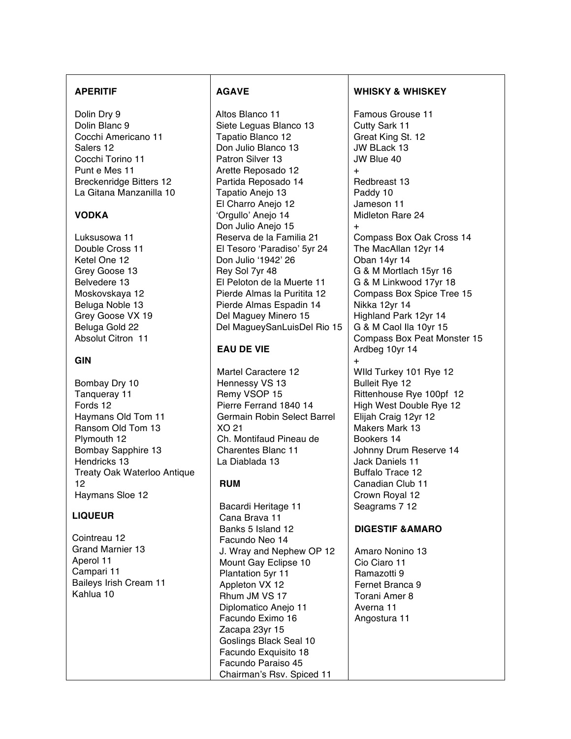## APERITIF

Dolin Dry 9
Dolin Blanc 9
Cocchi Americano 11
Salers 12
Cocchi Torino 11
Punt e Mes 11
Breckenridge Bitters 12
La Gitana Manzanilla 10

## VODKA

Luksusowa 11
Double Cross 11
Ketel One 12
Grey Goose 13
Belvedere 13
Moskovskaya 12
Beluga Noble 13
Grey Goose VX 19
Beluga Gold 22
Absolut Citron 11

## GIN

Bombay Dry 10
Tanqueray 11
Fords 12
Haymans Old Tom 11
Ransom Old Tom 13
Plymouth 12
Bombay Sapphire 13
Hendricks 13
Treaty Oak Waterloo Antique 12
Haymans Sloe 12

## LIQUEUR

Cointreau 12
Grand Marnier 13
Aperol 11
Campari 11
Baileys Irish Cream 11
Kahlua 10

## AGAVE

Altos Blanco 11
Siete Leguas Blanco 13
Tapatio Blanco 12
Don Julio Blanco 13
Patron Silver 13
Arette Reposado 12
Partida Reposado 14
Tapatio Anejo 13
El Charro Anejo 12
'Orgullo' Anejo 14
Don Julio Anejo 15
Reserva de la Familia 21
El Tesoro 'Paradiso' 5yr 24
Don Julio '1942' 26
Rey Sol 7yr 48
El Peloton de la Muerte 11
Pierde Almas la Puritita 12
Pierde Almas Espadin 14
Del Maguey Minero 15
Del MagueySanLuisDel Rio 15

## EAU DE VIE

Martel Caractere 12
Hennessy VS 13
Remy VSOP 15
Pierre Ferrand 1840 14
Germain Robin Select Barrel XO 21
Ch. Montifaud Pineau de Charentes Blanc 11
La Diablada 13

## RUM

Bacardi Heritage 11
Cana Brava 11
Banks 5 Island 12
Facundo Neo 14
J. Wray and Nephew OP 12
Mount Gay Eclipse 10
Plantation 5yr 11
Appleton VX 12
Rhum JM VS 17
Diplomatico Anejo 11
Facundo Eximo 16
Zacapa 23yr 15
Goslings Black Seal 10
Facundo Exquisito 18
Facundo Paraiso 45
Chairman's Rsv. Spiced 11

## WHISKY & WHISKEY

Famous Grouse 11
Cutty Sark 11
Great King St. 12
JW BLack 13
JW Blue 40
+
Redbreast 13
Paddy 10
Jameson 11
Midleton Rare 24
+
Compass Box Oak Cross 14
The MacAllan 12yr 14
Oban 14yr 14
G & M Mortlach 15yr 16
G & M Linkwood 17yr 18
Compass Box Spice Tree 15
Nikka 12yr 14
Highland Park 12yr 14
G & M Caol Ila 10yr 15
Compass Box Peat Monster 15
Ardbeg 10yr 14
+
WIld Turkey 101 Rye 12
Bulleit Rye 12
Rittenhouse Rye 100pf 12
High West Double Rye 12
Elijah Craig 12yr 12
Makers Mark 13
Bookers 14
Johnny Drum Reserve 14
Jack Daniels 11
Buffalo Trace 12
Canadian Club 11
Crown Royal 12
Seagrams 7 12

## DIGESTIF &AMARO

Amaro Nonino 13
Cio Ciaro 11
Ramazotti 9
Fernet Branca 9
Torani Amer 8
Averna 11
Angostura 11